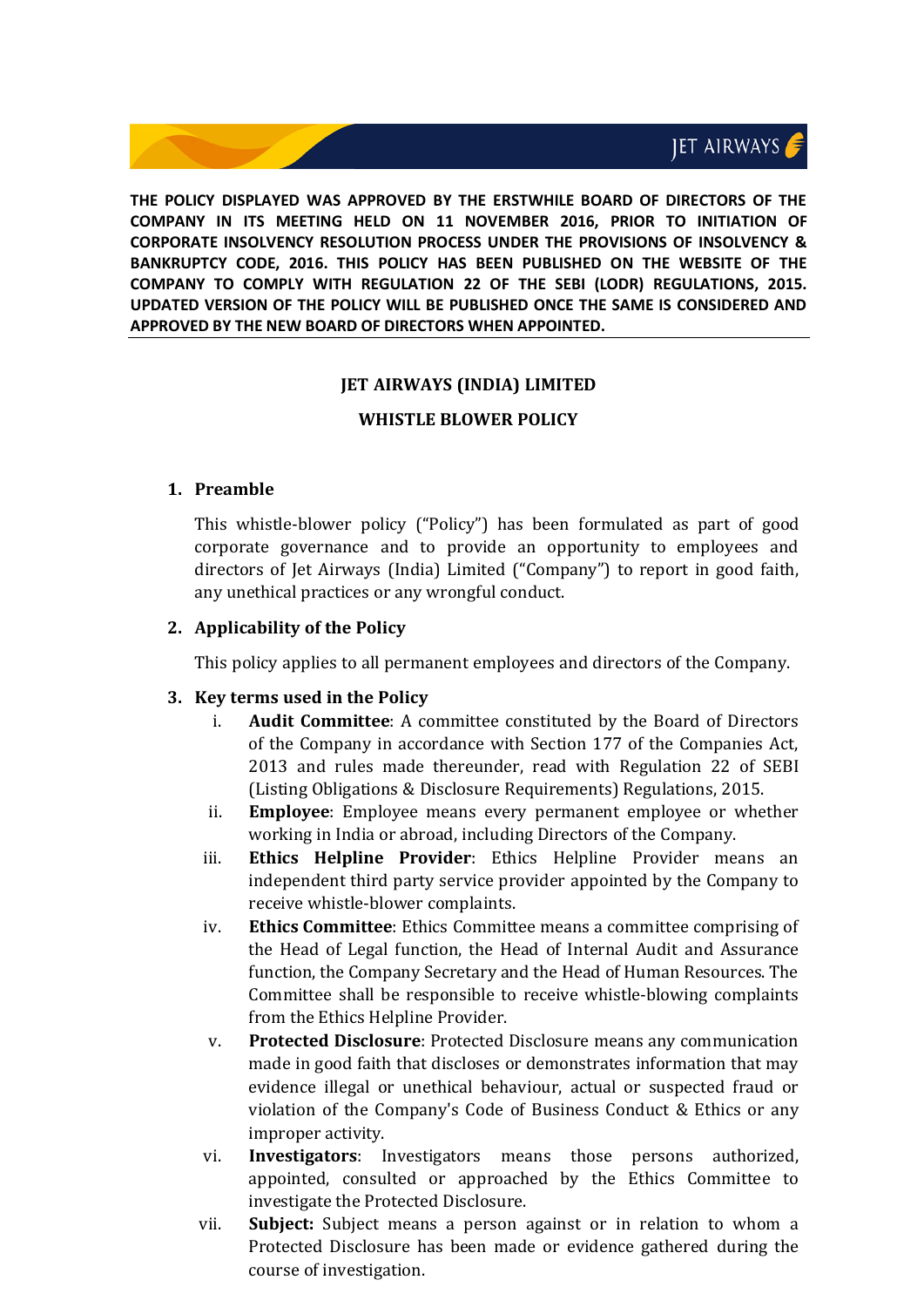**THE POLICY DISPLAYED WAS APPROVED BY THE ERSTWHILE BOARD OF DIRECTORS OF THE COMPANY IN ITS MEETING HELD ON 11 NOVEMBER 2016, PRIOR TO INITIATION OF CORPORATE INSOLVENCY RESOLUTION PROCESS UNDER THE PROVISIONS OF INSOLVENCY & BANKRUPTCY CODE, 2016. THIS POLICY HAS BEEN PUBLISHED ON THE WEBSITE OF THE COMPANY TO COMPLY WITH REGULATION 22 OF THE SEBI (LODR) REGULATIONS, 2015. UPDATED VERSION OF THE POLICY WILL BE PUBLISHED ONCE THE SAME IS CONSIDERED AND APPROVED BY THE NEW BOARD OF DIRECTORS WHEN APPOINTED.**

---

# JET AIRWAYS (INDIA) LIMITED

## WHISTLE BLOWER POLICY

### 1. Preamble

This whistle-blower policy ("Policy") has been formulated as part of good corporate governance and to provide an opportunity to employees and directors of Jet Airways (India) Limited ("Company") to report in good faith, any unethical practices or any wrongful conduct.

### 2. Applicability of the Policy

This policy applies to all permanent employees and directors of the Company.

### 3. Key terms used in the Policy

i. **Audit Committee**: A committee constituted by the Board of Directors of the Company in accordance with Section 177 of the Companies Act, 2013 and rules made thereunder, read with Regulation 22 of SEBI (Listing Obligations & Disclosure Requirements) Regulations, 2015.

ii. **Employee**: Employee means every permanent employee or whether working in India or abroad, including Directors of the Company.

iii. **Ethics Helpline Provider**: Ethics Helpline Provider means an independent third party service provider appointed by the Company to receive whistle-blower complaints.

iv. **Ethics Committee**: Ethics Committee means a committee comprising of the Head of Legal function, the Head of Internal Audit and Assurance function, the Company Secretary and the Head of Human Resources. The Committee shall be responsible to receive whistle-blowing complaints from the Ethics Helpline Provider.

v. **Protected Disclosure**: Protected Disclosure means any communication made in good faith that discloses or demonstrates information that may evidence illegal or unethical behaviour, actual or suspected fraud or violation of the Company's Code of Business Conduct & Ethics or any improper activity.

vi. **Investigators**: Investigators means those persons authorized, appointed, consulted or approached by the Ethics Committee to investigate the Protected Disclosure.

vii. **Subject:** Subject means a person against or in relation to whom a Protected Disclosure has been made or evidence gathered during the course of investigation.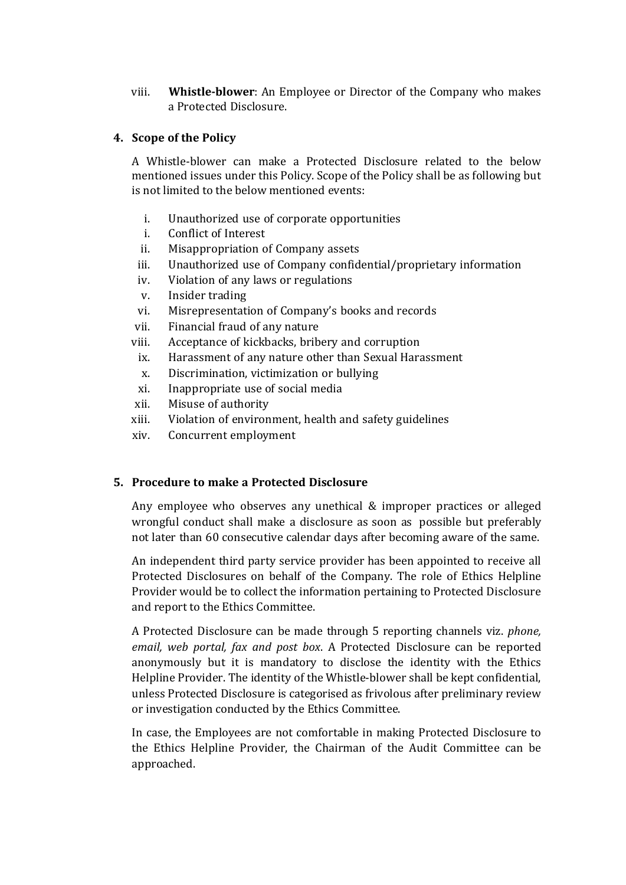viii. **Whistle-blower**: An Employee or Director of the Company who makes a Protected Disclosure.

## 4. Scope of the Policy

A Whistle-blower can make a Protected Disclosure related to the below mentioned issues under this Policy. Scope of the Policy shall be as following but is not limited to the below mentioned events:

i. Unauthorized use of corporate opportunities
i. Conflict of Interest
ii. Misappropriation of Company assets
iii. Unauthorized use of Company confidential/proprietary information
iv. Violation of any laws or regulations
v. Insider trading
vi. Misrepresentation of Company's books and records
vii. Financial fraud of any nature
viii. Acceptance of kickbacks, bribery and corruption
ix. Harassment of any nature other than Sexual Harassment
x. Discrimination, victimization or bullying
xi. Inappropriate use of social media
xii. Misuse of authority
xiii. Violation of environment, health and safety guidelines
xiv. Concurrent employment

## 5. Procedure to make a Protected Disclosure

Any employee who observes any unethical & improper practices or alleged wrongful conduct shall make a disclosure as soon as possible but preferably not later than 60 consecutive calendar days after becoming aware of the same.

An independent third party service provider has been appointed to receive all Protected Disclosures on behalf of the Company. The role of Ethics Helpline Provider would be to collect the information pertaining to Protected Disclosure and report to the Ethics Committee.

A Protected Disclosure can be made through 5 reporting channels viz. *phone, email, web portal, fax and post box*. A Protected Disclosure can be reported anonymously but it is mandatory to disclose the identity with the Ethics Helpline Provider. The identity of the Whistle-blower shall be kept confidential, unless Protected Disclosure is categorised as frivolous after preliminary review or investigation conducted by the Ethics Committee.

In case, the Employees are not comfortable in making Protected Disclosure to the Ethics Helpline Provider, the Chairman of the Audit Committee can be approached.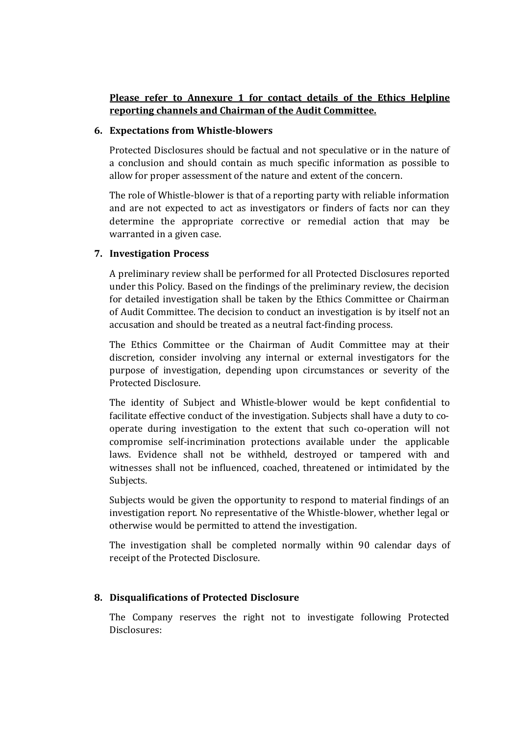**<u>Please refer to Annexure 1 for contact details of the Ethics Helpline reporting channels and Chairman of the Audit Committee.</u>**

## 6. Expectations from Whistle-blowers

Protected Disclosures should be factual and not speculative or in the nature of a conclusion and should contain as much specific information as possible to allow for proper assessment of the nature and extent of the concern.

The role of Whistle-blower is that of a reporting party with reliable information and are not expected to act as investigators or finders of facts nor can they determine the appropriate corrective or remedial action that may be warranted in a given case.

## 7. Investigation Process

A preliminary review shall be performed for all Protected Disclosures reported under this Policy. Based on the findings of the preliminary review, the decision for detailed investigation shall be taken by the Ethics Committee or Chairman of Audit Committee. The decision to conduct an investigation is by itself not an accusation and should be treated as a neutral fact-finding process.

The Ethics Committee or the Chairman of Audit Committee may at their discretion, consider involving any internal or external investigators for the purpose of investigation, depending upon circumstances or severity of the Protected Disclosure.

The identity of Subject and Whistle-blower would be kept confidential to facilitate effective conduct of the investigation. Subjects shall have a duty to co-operate during investigation to the extent that such co-operation will not compromise self-incrimination protections available under the applicable laws. Evidence shall not be withheld, destroyed or tampered with and witnesses shall not be influenced, coached, threatened or intimidated by the Subjects.

Subjects would be given the opportunity to respond to material findings of an investigation report. No representative of the Whistle-blower, whether legal or otherwise would be permitted to attend the investigation.

The investigation shall be completed normally within 90 calendar days of receipt of the Protected Disclosure.

## 8. Disqualifications of Protected Disclosure

The Company reserves the right not to investigate following Protected Disclosures: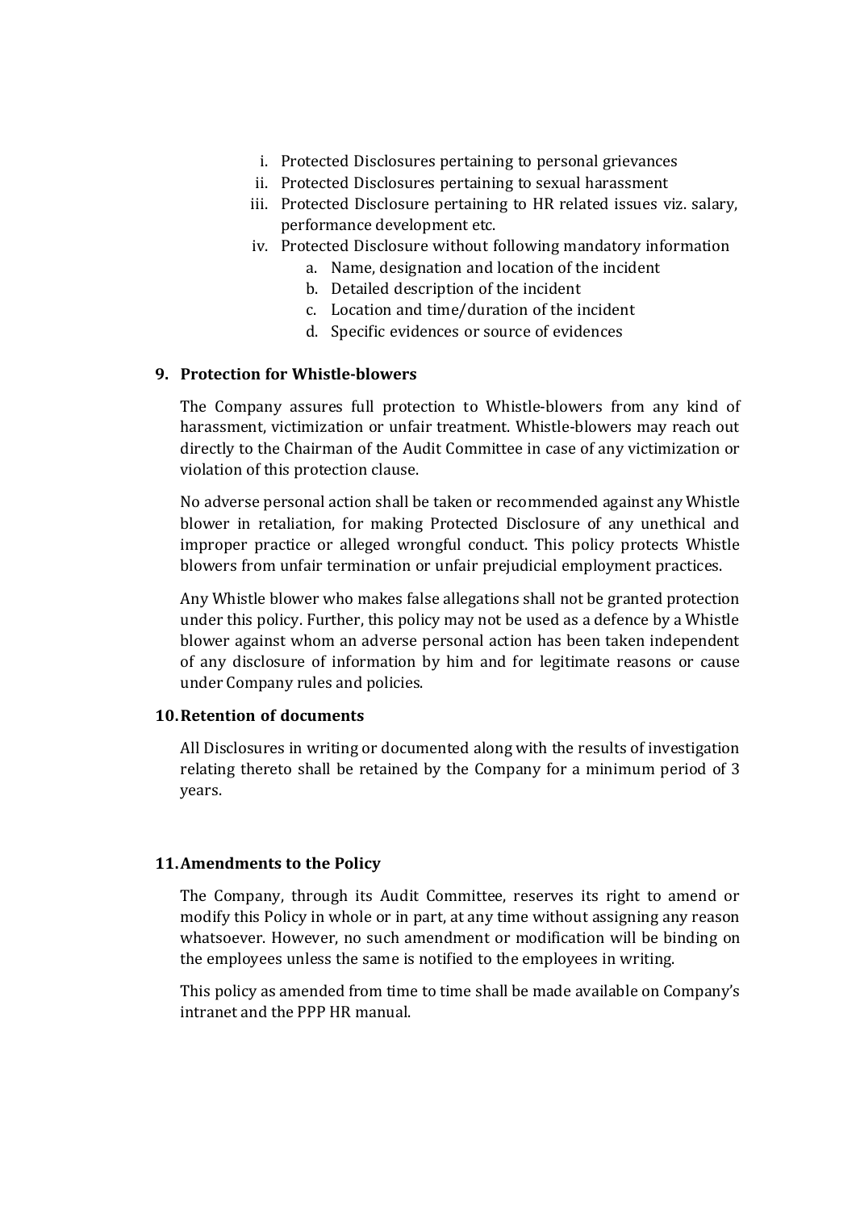i. Protected Disclosures pertaining to personal grievances
ii. Protected Disclosures pertaining to sexual harassment
iii. Protected Disclosure pertaining to HR related issues viz. salary, performance development etc.
iv. Protected Disclosure without following mandatory information
    a. Name, designation and location of the incident
    b. Detailed description of the incident
    c. Location and time/duration of the incident
    d. Specific evidences or source of evidences

## 9. Protection for Whistle-blowers

The Company assures full protection to Whistle-blowers from any kind of harassment, victimization or unfair treatment. Whistle-blowers may reach out directly to the Chairman of the Audit Committee in case of any victimization or violation of this protection clause.

No adverse personal action shall be taken or recommended against any Whistle blower in retaliation, for making Protected Disclosure of any unethical and improper practice or alleged wrongful conduct. This policy protects Whistle blowers from unfair termination or unfair prejudicial employment practices.

Any Whistle blower who makes false allegations shall not be granted protection under this policy. Further, this policy may not be used as a defence by a Whistle blower against whom an adverse personal action has been taken independent of any disclosure of information by him and for legitimate reasons or cause under Company rules and policies.

## 10. Retention of documents

All Disclosures in writing or documented along with the results of investigation relating thereto shall be retained by the Company for a minimum period of 3 years.

## 11. Amendments to the Policy

The Company, through its Audit Committee, reserves its right to amend or modify this Policy in whole or in part, at any time without assigning any reason whatsoever. However, no such amendment or modification will be binding on the employees unless the same is notified to the employees in writing.

This policy as amended from time to time shall be made available on Company's intranet and the PPP HR manual.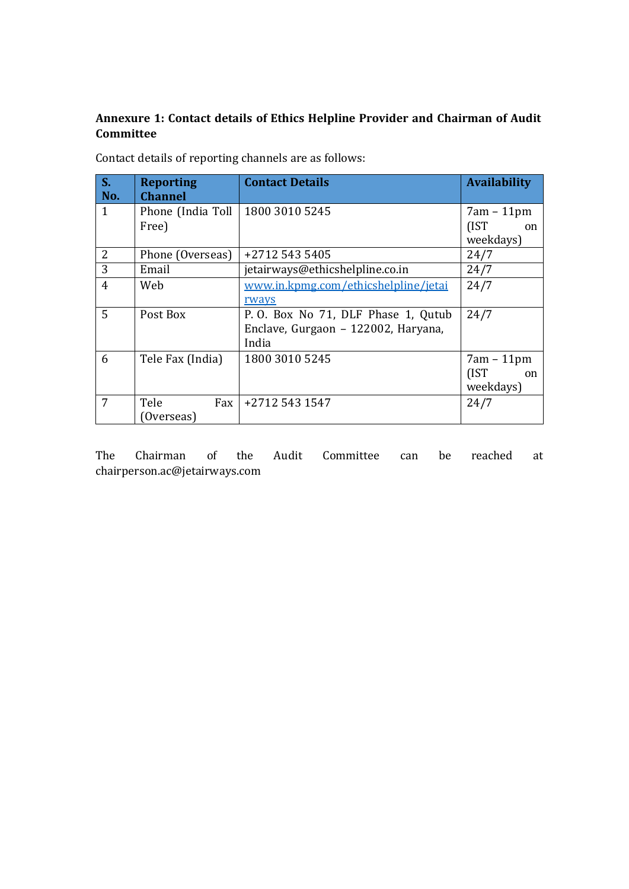**Annexure 1: Contact details of Ethics Helpline Provider and Chairman of Audit Committee**

Contact details of reporting channels are as follows:

| S. No. | Reporting Channel | Contact Details | Availability |
|---|---|---|---|
| 1 | Phone (India Toll Free) | 1800 3010 5245 | 7am – 11pm (IST on weekdays) |
| 2 | Phone (Overseas) | +2712 543 5405 | 24/7 |
| 3 | Email | jetairways@ethicshelpline.co.in | 24/7 |
| 4 | Web | www.in.kpmg.com/ethicshelpline/jetairways | 24/7 |
| 5 | Post Box | P. O. Box No 71, DLF Phase 1, Qutub Enclave, Gurgaon – 122002, Haryana, India | 24/7 |
| 6 | Tele Fax (India) | 1800 3010 5245 | 7am – 11pm (IST on weekdays) |
| 7 | Tele Fax (Overseas) | +2712 543 1547 | 24/7 |

The Chairman of the Audit Committee can be reached at chairperson.ac@jetairways.com